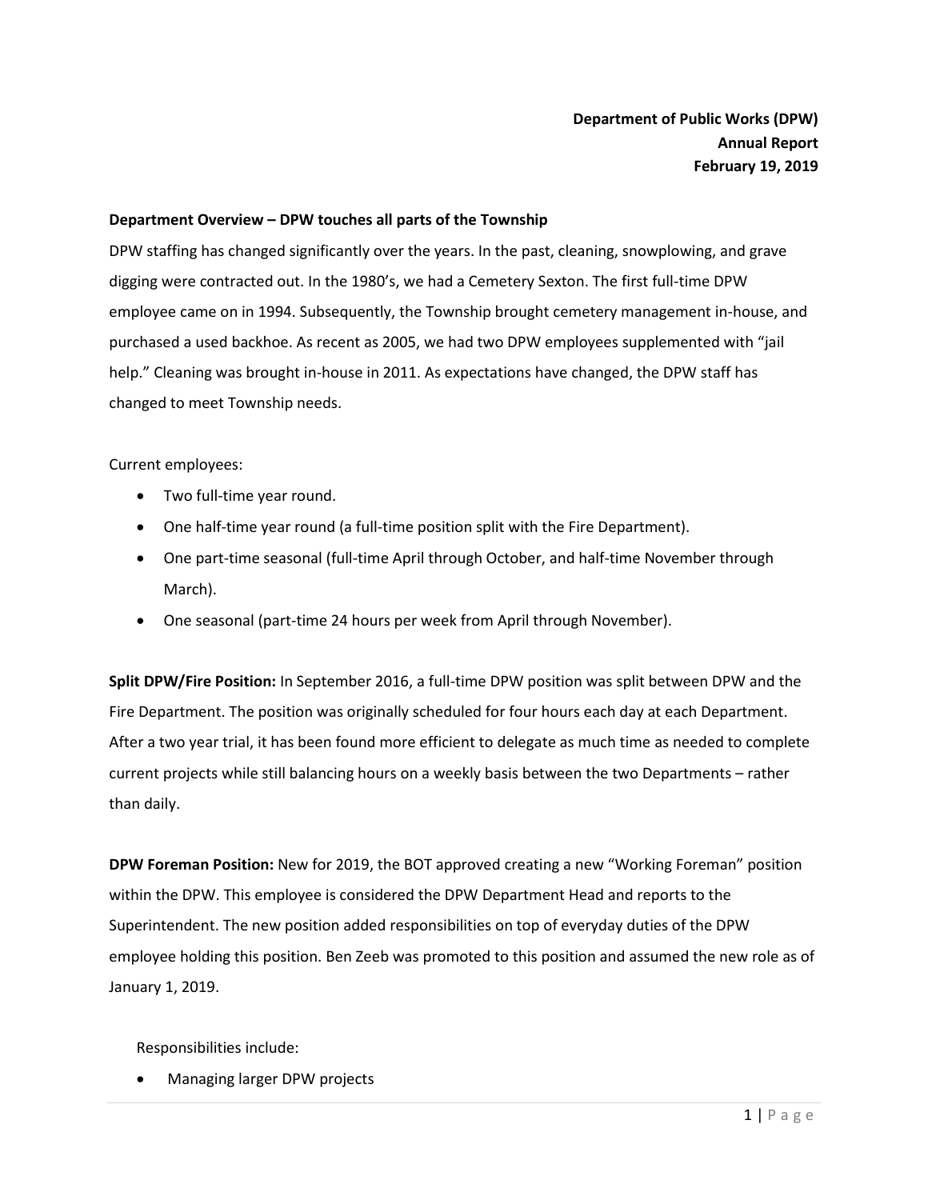**Department of Public Works (DPW)**
**Annual Report**
**February 19, 2019**

**Department Overview – DPW touches all parts of the Township**

DPW staffing has changed significantly over the years. In the past, cleaning, snowplowing, and grave digging were contracted out. In the 1980's, we had a Cemetery Sexton. The first full-time DPW employee came on in 1994. Subsequently, the Township brought cemetery management in-house, and purchased a used backhoe. As recent as 2005, we had two DPW employees supplemented with "jail help." Cleaning was brought in-house in 2011. As expectations have changed, the DPW staff has changed to meet Township needs.

Current employees:

- Two full-time year round.
- One half-time year round (a full-time position split with the Fire Department).
- One part-time seasonal (full-time April through October, and half-time November through March).
- One seasonal (part-time 24 hours per week from April through November).

**Split DPW/Fire Position:** In September 2016, a full-time DPW position was split between DPW and the Fire Department. The position was originally scheduled for four hours each day at each Department. After a two year trial, it has been found more efficient to delegate as much time as needed to complete current projects while still balancing hours on a weekly basis between the two Departments – rather than daily.

**DPW Foreman Position:** New for 2019, the BOT approved creating a new "Working Foreman" position within the DPW. This employee is considered the DPW Department Head and reports to the Superintendent. The new position added responsibilities on top of everyday duties of the DPW employee holding this position. Ben Zeeb was promoted to this position and assumed the new role as of January 1, 2019.

Responsibilities include:

- Managing larger DPW projects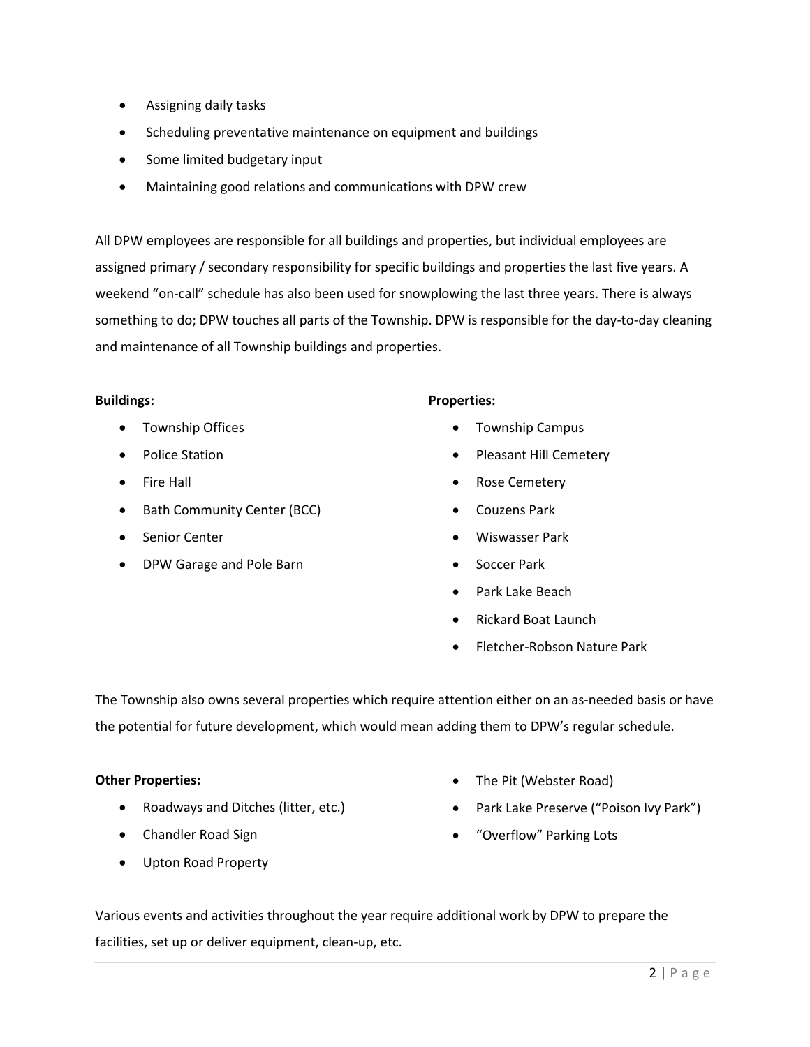- Assigning daily tasks
- Scheduling preventative maintenance on equipment and buildings
- Some limited budgetary input
- Maintaining good relations and communications with DPW crew

All DPW employees are responsible for all buildings and properties, but individual employees are assigned primary / secondary responsibility for specific buildings and properties the last five years. A weekend "on-call" schedule has also been used for snowplowing the last three years. There is always something to do; DPW touches all parts of the Township. DPW is responsible for the day-to-day cleaning and maintenance of all Township buildings and properties.

**Buildings:**

- Township Offices
- Police Station
- Fire Hall
- Bath Community Center (BCC)
- Senior Center
- DPW Garage and Pole Barn

**Properties:**

- Township Campus
- Pleasant Hill Cemetery
- Rose Cemetery
- Couzens Park
- Wiswasser Park
- Soccer Park
- Park Lake Beach
- Rickard Boat Launch
- Fletcher-Robson Nature Park

The Township also owns several properties which require attention either on an as-needed basis or have the potential for future development, which would mean adding them to DPW's regular schedule.

**Other Properties:**

- Roadways and Ditches (litter, etc.)
- Chandler Road Sign
- Upton Road Property
- The Pit (Webster Road)
- Park Lake Preserve ("Poison Ivy Park")
- "Overflow" Parking Lots

Various events and activities throughout the year require additional work by DPW to prepare the facilities, set up or deliver equipment, clean-up, etc.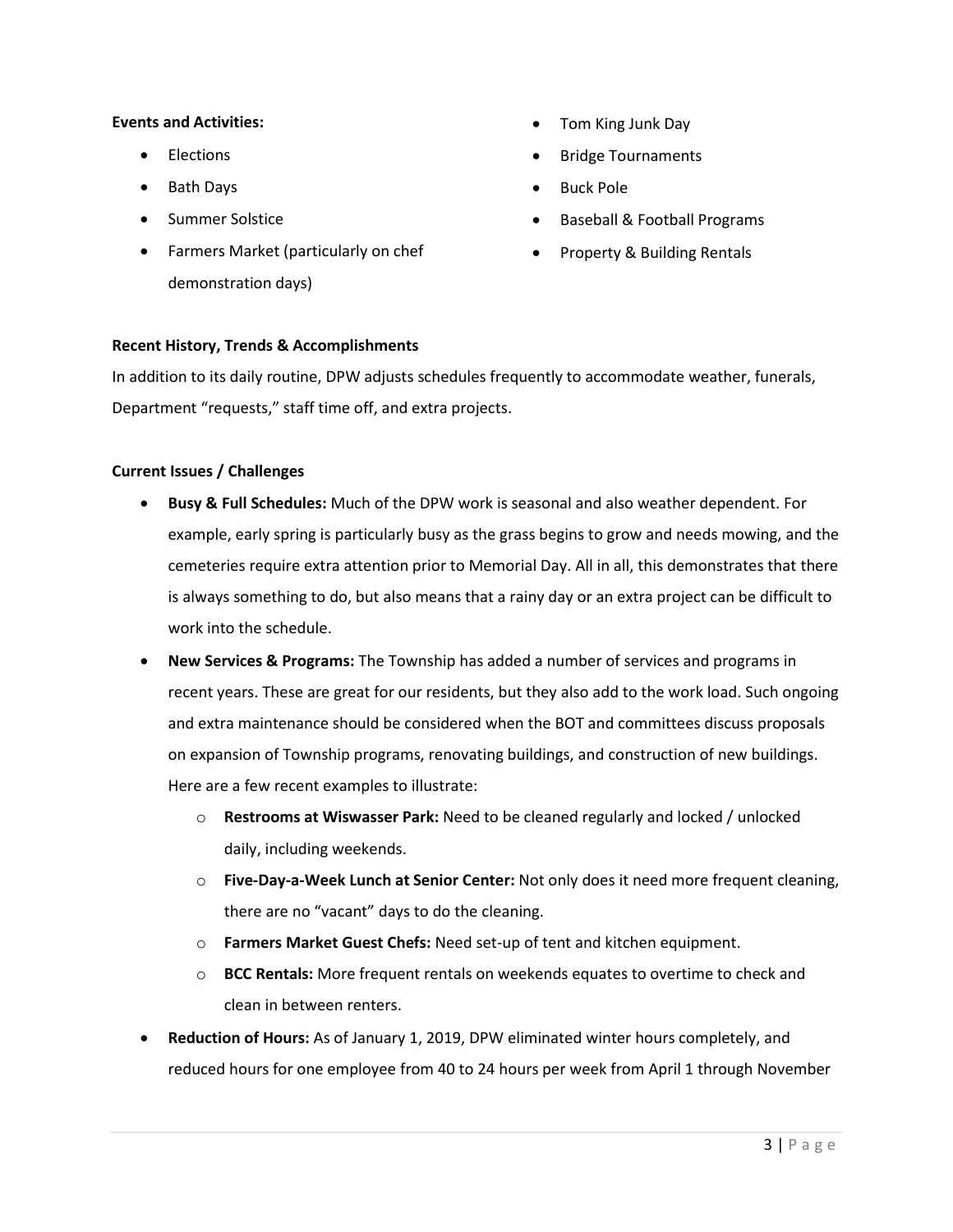**Events and Activities:**

- Elections
- Bath Days
- Summer Solstice
- Farmers Market (particularly on chef demonstration days)
- Tom King Junk Day
- Bridge Tournaments
- Buck Pole
- Baseball & Football Programs
- Property & Building Rentals

**Recent History, Trends & Accomplishments**

In addition to its daily routine, DPW adjusts schedules frequently to accommodate weather, funerals, Department "requests," staff time off, and extra projects.

**Current Issues / Challenges**

- **Busy & Full Schedules:** Much of the DPW work is seasonal and also weather dependent. For example, early spring is particularly busy as the grass begins to grow and needs mowing, and the cemeteries require extra attention prior to Memorial Day. All in all, this demonstrates that there is always something to do, but also means that a rainy day or an extra project can be difficult to work into the schedule.
- **New Services & Programs:** The Township has added a number of services and programs in recent years. These are great for our residents, but they also add to the work load. Such ongoing and extra maintenance should be considered when the BOT and committees discuss proposals on expansion of Township programs, renovating buildings, and construction of new buildings. Here are a few recent examples to illustrate:
  - **Restrooms at Wiswasser Park:** Need to be cleaned regularly and locked / unlocked daily, including weekends.
  - **Five-Day-a-Week Lunch at Senior Center:** Not only does it need more frequent cleaning, there are no "vacant" days to do the cleaning.
  - **Farmers Market Guest Chefs:** Need set-up of tent and kitchen equipment.
  - **BCC Rentals:** More frequent rentals on weekends equates to overtime to check and clean in between renters.
- **Reduction of Hours:** As of January 1, 2019, DPW eliminated winter hours completely, and reduced hours for one employee from 40 to 24 hours per week from April 1 through November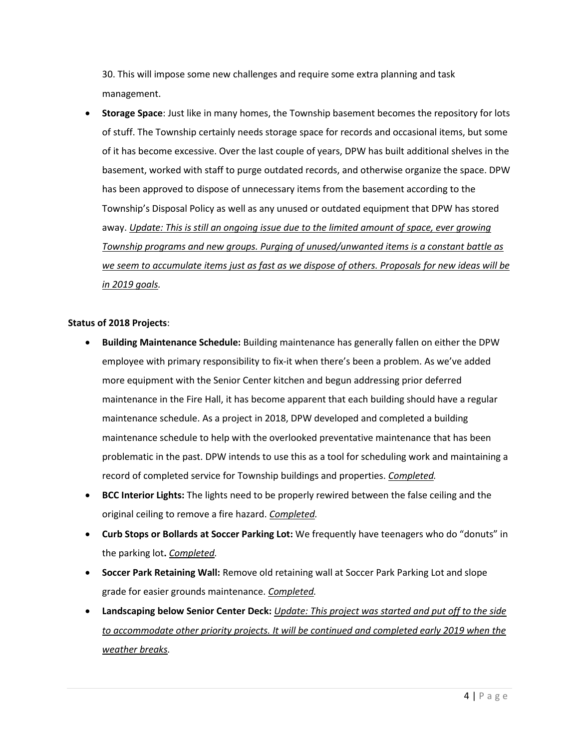30. This will impose some new challenges and require some extra planning and task management.

- **Storage Space**: Just like in many homes, the Township basement becomes the repository for lots of stuff. The Township certainly needs storage space for records and occasional items, but some of it has become excessive. Over the last couple of years, DPW has built additional shelves in the basement, worked with staff to purge outdated records, and otherwise organize the space. DPW has been approved to dispose of unnecessary items from the basement according to the Township's Disposal Policy as well as any unused or outdated equipment that DPW has stored away. *Update: This is still an ongoing issue due to the limited amount of space, ever growing Township programs and new groups. Purging of unused/unwanted items is a constant battle as we seem to accumulate items just as fast as we dispose of others. Proposals for new ideas will be in 2019 goals.*

**Status of 2018 Projects**:

- **Building Maintenance Schedule:** Building maintenance has generally fallen on either the DPW employee with primary responsibility to fix-it when there's been a problem. As we've added more equipment with the Senior Center kitchen and begun addressing prior deferred maintenance in the Fire Hall, it has become apparent that each building should have a regular maintenance schedule. As a project in 2018, DPW developed and completed a building maintenance schedule to help with the overlooked preventative maintenance that has been problematic in the past. DPW intends to use this as a tool for scheduling work and maintaining a record of completed service for Township buildings and properties. *Completed.*
- **BCC Interior Lights:** The lights need to be properly rewired between the false ceiling and the original ceiling to remove a fire hazard. *Completed.*
- **Curb Stops or Bollards at Soccer Parking Lot:** We frequently have teenagers who do "donuts" in the parking lot**.** *Completed.*
- **Soccer Park Retaining Wall:** Remove old retaining wall at Soccer Park Parking Lot and slope grade for easier grounds maintenance. *Completed.*
- **Landscaping below Senior Center Deck:** *Update: This project was started and put off to the side to accommodate other priority projects. It will be continued and completed early 2019 when the weather breaks.*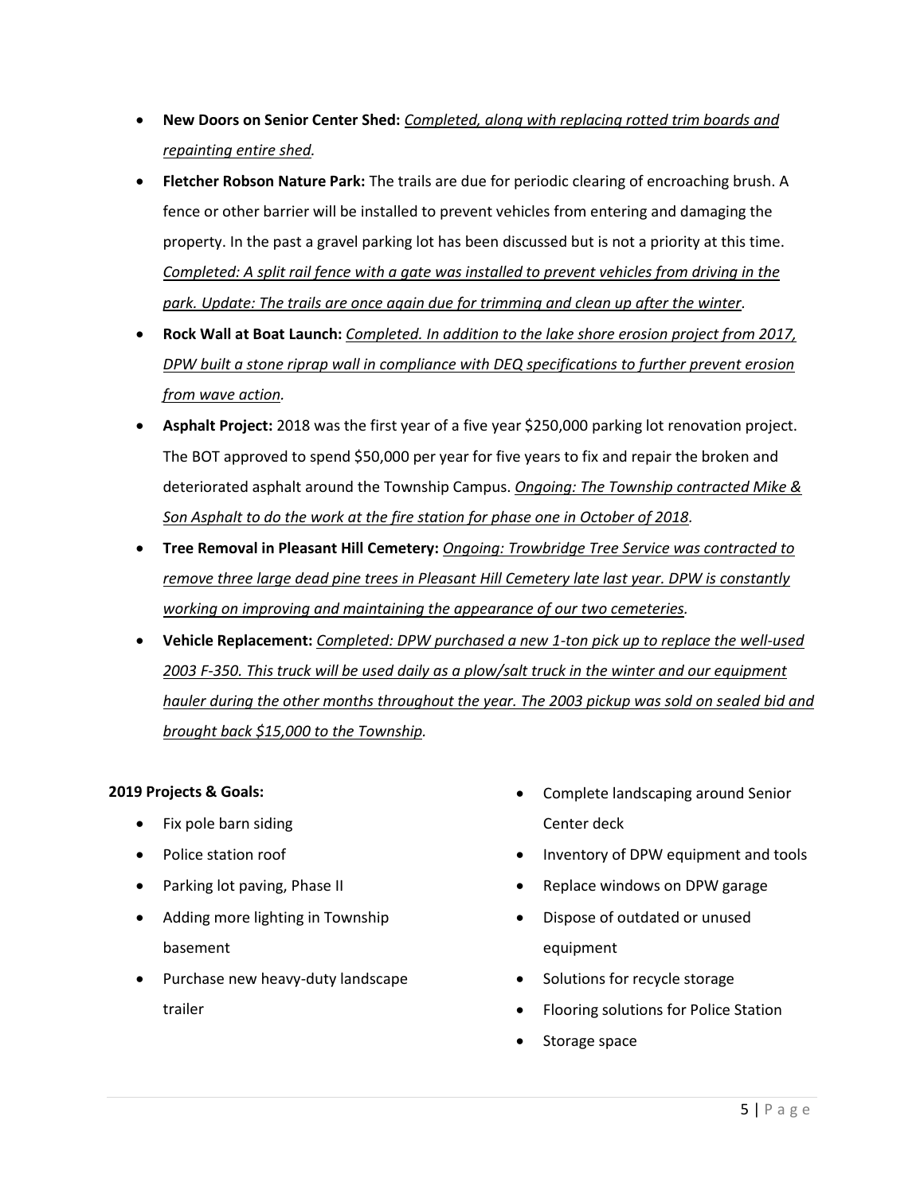- **New Doors on Senior Center Shed:** <u>*Completed, along with replacing rotted trim boards and repainting entire shed.*</u>
- **Fletcher Robson Nature Park:** The trails are due for periodic clearing of encroaching brush. A fence or other barrier will be installed to prevent vehicles from entering and damaging the property. In the past a gravel parking lot has been discussed but is not a priority at this time. <u>*Completed: A split rail fence with a gate was installed to prevent vehicles from driving in the park. Update: The trails are once again due for trimming and clean up after the winter.*</u>
- **Rock Wall at Boat Launch:** <u>*Completed. In addition to the lake shore erosion project from 2017, DPW built a stone riprap wall in compliance with DEQ specifications to further prevent erosion from wave action.*</u>
- **Asphalt Project:** 2018 was the first year of a five year $250,000 parking lot renovation project. The BOT approved to spend $50,000 per year for five years to fix and repair the broken and deteriorated asphalt around the Township Campus. <u>*Ongoing: The Township contracted Mike & Son Asphalt to do the work at the fire station for phase one in October of 2018.*</u>
- **Tree Removal in Pleasant Hill Cemetery:** <u>*Ongoing: Trowbridge Tree Service was contracted to remove three large dead pine trees in Pleasant Hill Cemetery late last year. DPW is constantly working on improving and maintaining the appearance of our two cemeteries.*</u>
- **Vehicle Replacement:** <u>*Completed: DPW purchased a new 1-ton pick up to replace the well-used 2003 F-350. This truck will be used daily as a plow/salt truck in the winter and our equipment hauler during the other months throughout the year. The 2003 pickup was sold on sealed bid and brought back $15,000 to the Township.*</u>

**2019 Projects & Goals:**

- Fix pole barn siding
- Police station roof
- Parking lot paving, Phase II
- Adding more lighting in Township basement
- Purchase new heavy-duty landscape trailer
- Complete landscaping around Senior Center deck
- Inventory of DPW equipment and tools
- Replace windows on DPW garage
- Dispose of outdated or unused equipment
- Solutions for recycle storage
- Flooring solutions for Police Station
- Storage space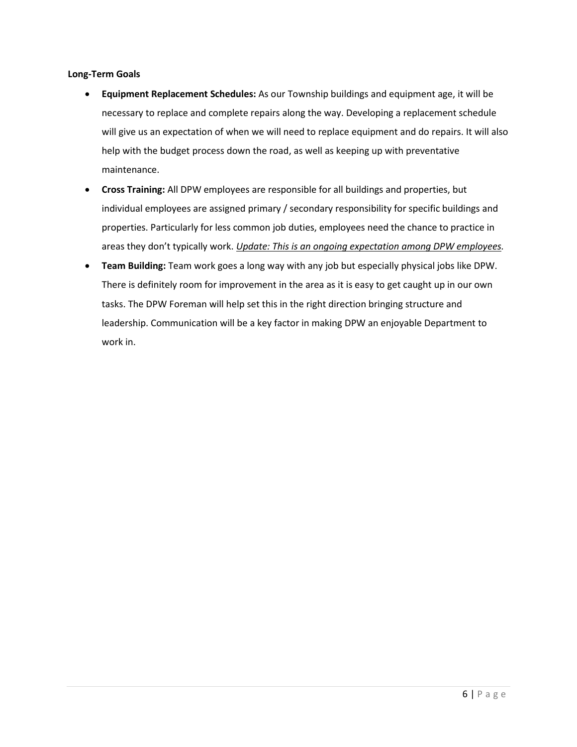**Long-Term Goals**

- **Equipment Replacement Schedules:** As our Township buildings and equipment age, it will be necessary to replace and complete repairs along the way. Developing a replacement schedule will give us an expectation of when we will need to replace equipment and do repairs. It will also help with the budget process down the road, as well as keeping up with preventative maintenance.
- **Cross Training:** All DPW employees are responsible for all buildings and properties, but individual employees are assigned primary / secondary responsibility for specific buildings and properties. Particularly for less common job duties, employees need the chance to practice in areas they don't typically work. *<u>Update: This is an ongoing expectation among DPW employees</u>.*
- **Team Building:** Team work goes a long way with any job but especially physical jobs like DPW. There is definitely room for improvement in the area as it is easy to get caught up in our own tasks. The DPW Foreman will help set this in the right direction bringing structure and leadership. Communication will be a key factor in making DPW an enjoyable Department to work in.